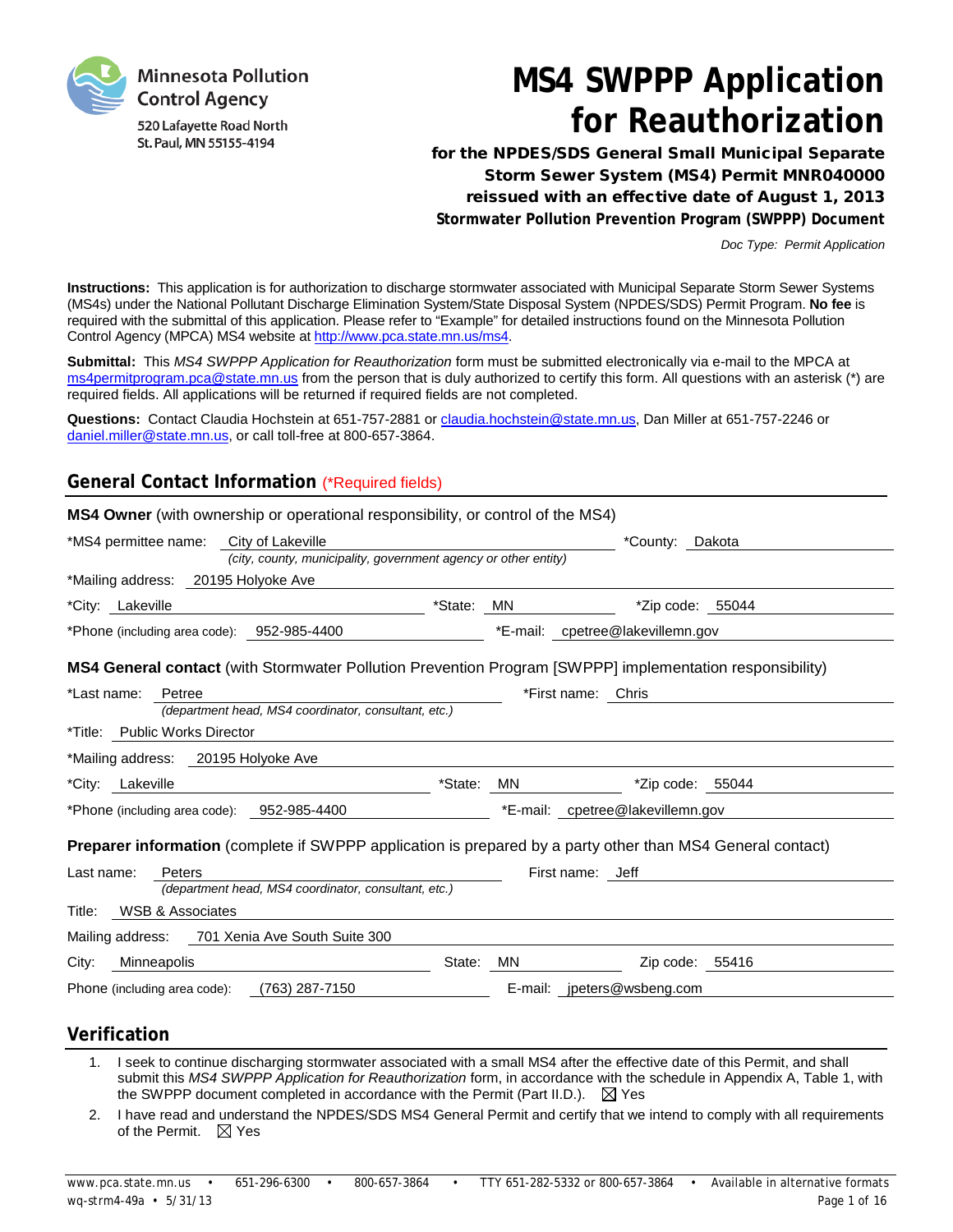Minnesota Pollution Control Agency
520 Lafayette Road North
St. Paul, MN 55155-4194

# MS4 SWPPP Application for Reauthorization

**for the NPDES/SDS General Small Municipal Separate Storm Sewer System (MS4) Permit MNR040000 reissued with an effective date of August 1, 2013**

**Stormwater Pollution Prevention Program (SWPPP) Document**

*Doc Type: Permit Application*

**Instructions:** This application is for authorization to discharge stormwater associated with Municipal Separate Storm Sewer Systems (MS4s) under the National Pollutant Discharge Elimination System/State Disposal System (NPDES/SDS) Permit Program. **No fee** is required with the submittal of this application. Please refer to "Example" for detailed instructions found on the Minnesota Pollution Control Agency (MPCA) MS4 website at http://www.pca.state.mn.us/ms4.

**Submittal:** This *MS4 SWPPP Application for Reauthorization* form must be submitted electronically via e-mail to the MPCA at ms4permitprogram.pca@state.mn.us from the person that is duly authorized to certify this form. All questions with an asterisk (*) are required fields. All applications will be returned if required fields are not completed.

**Questions:** Contact Claudia Hochstein at 651-757-2881 or claudia.hochstein@state.mn.us, Dan Miller at 651-757-2246 or daniel.miller@state.mn.us, or call toll-free at 800-657-3864.

## General Contact Information (*Required fields)

**MS4 Owner** (with ownership or operational responsibility, or control of the MS4)

*MS4 permittee name: City of Lakeville *(city, county, municipality, government agency or other entity)* *County: Dakota

*Mailing address: 20195 Holyoke Ave

*City: Lakeville *State: MN *Zip code: 55044

*Phone (including area code): 952-985-4400 *E-mail: cpetree@lakevillemn.gov

**MS4 General contact** (with Stormwater Pollution Prevention Program [SWPPP] implementation responsibility)

*Last name: Petree *(department head, MS4 coordinator, consultant, etc.)* *First name: Chris

*Title: Public Works Director

*Mailing address: 20195 Holyoke Ave

*City: Lakeville *State: MN *Zip code: 55044

*Phone (including area code): 952-985-4400 *E-mail: cpetree@lakevillemn.gov

**Preparer information** (complete if SWPPP application is prepared by a party other than MS4 General contact)

Last name: Peters *(department head, MS4 coordinator, consultant, etc.)* First name: Jeff

Title: WSB & Associates

Mailing address: 701 Xenia Ave South Suite 300

City: Minneapolis State: MN Zip code: 55416

Phone (including area code): (763) 287-7150 E-mail: jpeters@wsbeng.com

## Verification

1. I seek to continue discharging stormwater associated with a small MS4 after the effective date of this Permit, and shall submit this *MS4 SWPPP Application for Reauthorization* form, in accordance with the schedule in Appendix A, Table 1, with the SWPPP document completed in accordance with the Permit (Part II.D.). ☒ Yes
2. I have read and understand the NPDES/SDS MS4 General Permit and certify that we intend to comply with all requirements of the Permit. ☒ Yes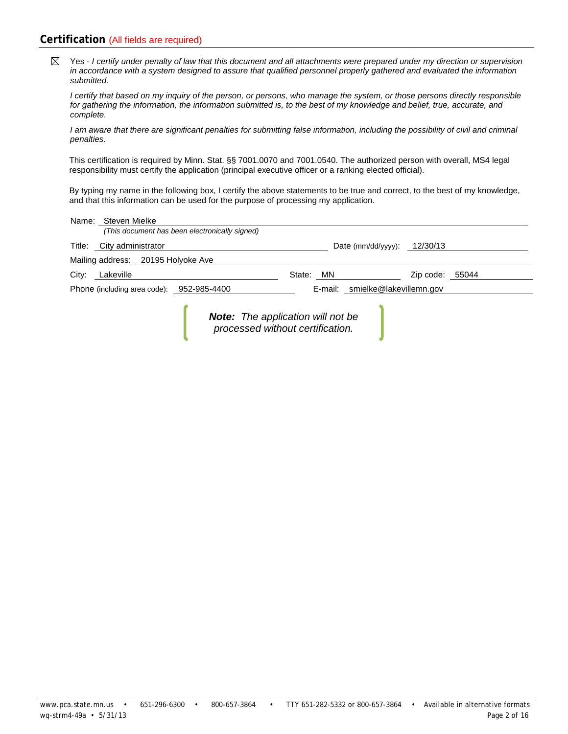## Certification (All fields are required)

☒ Yes - *I certify under penalty of law that this document and all attachments were prepared under my direction or supervision in accordance with a system designed to assure that qualified personnel properly gathered and evaluated the information submitted.*

*I certify that based on my inquiry of the person, or persons, who manage the system, or those persons directly responsible for gathering the information, the information submitted is, to the best of my knowledge and belief, true, accurate, and complete.*

*I am aware that there are significant penalties for submitting false information, including the possibility of civil and criminal penalties.*

This certification is required by Minn. Stat. §§ 7001.0070 and 7001.0540. The authorized person with overall, MS4 legal responsibility must certify the application (principal executive officer or a ranking elected official).

By typing my name in the following box, I certify the above statements to be true and correct, to the best of my knowledge, and that this information can be used for the purpose of processing my application.

Name: Steven Mielke
*(This document has been electronically signed)*

Title: City administrator    Date (mm/dd/yyyy): 12/30/13

Mailing address: 20195 Holyoke Ave

City: Lakeville    State: MN    Zip code: 55044

Phone (including area code): 952-985-4400    E-mail: smielke@lakevillemn.gov

***Note:** The application will not be processed without certification.*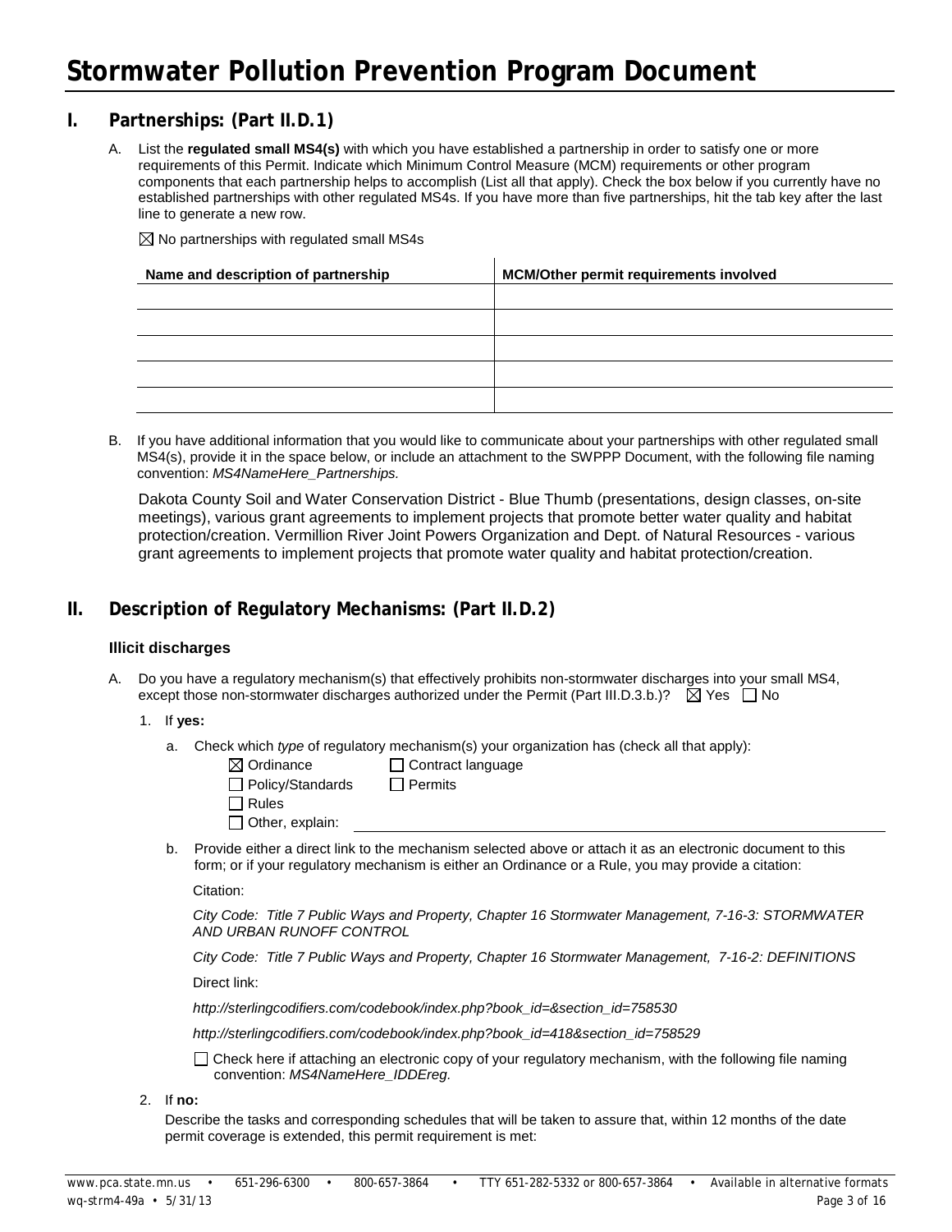# Stormwater Pollution Prevention Program Document

## I. Partnerships: (Part II.D.1)

A. List the **regulated small MS4(s)** with which you have established a partnership in order to satisfy one or more requirements of this Permit. Indicate which Minimum Control Measure (MCM) requirements or other program components that each partnership helps to accomplish (List all that apply). Check the box below if you currently have no established partnerships with other regulated MS4s. If you have more than five partnerships, hit the tab key after the last line to generate a new row.

☒ No partnerships with regulated small MS4s

| Name and description of partnership | MCM/Other permit requirements involved |
|---|---|
| | |
| | |
| | |
| | |
| | |

B. If you have additional information that you would like to communicate about your partnerships with other regulated small MS4(s), provide it in the space below, or include an attachment to the SWPPP Document, with the following file naming convention: *MS4NameHere_Partnerships.*

Dakota County Soil and Water Conservation District - Blue Thumb (presentations, design classes, on-site meetings), various grant agreements to implement projects that promote better water quality and habitat protection/creation. Vermillion River Joint Powers Organization and Dept. of Natural Resources - various grant agreements to implement projects that promote water quality and habitat protection/creation.

## II. Description of Regulatory Mechanisms: (Part II.D.2)

### Illicit discharges

A. Do you have a regulatory mechanism(s) that effectively prohibits non-stormwater discharges into your small MS4, except those non-stormwater discharges authorized under the Permit (Part III.D.3.b.)? ☒ Yes ☐ No

1. If **yes:**

   a. Check which *type* of regulatory mechanism(s) your organization has (check all that apply):

   ☒ Ordinance ☐ Contract language
   ☐ Policy/Standards ☐ Permits
   ☐ Rules
   ☐ Other, explain:

   b. Provide either a direct link to the mechanism selected above or attach it as an electronic document to this form; or if your regulatory mechanism is either an Ordinance or a Rule, you may provide a citation:

   Citation:

   *City Code: Title 7 Public Ways and Property, Chapter 16 Stormwater Management, 7-16-3: STORMWATER AND URBAN RUNOFF CONTROL*

   *City Code: Title 7 Public Ways and Property, Chapter 16 Stormwater Management, 7-16-2: DEFINITIONS*

   Direct link:

   *http://sterlingcodifiers.com/codebook/index.php?book_id=&section_id=758530*

   *http://sterlingcodifiers.com/codebook/index.php?book_id=418&section_id=758529*

   ☐ Check here if attaching an electronic copy of your regulatory mechanism, with the following file naming convention: *MS4NameHere_IDDEreg.*

2. If **no:**

   Describe the tasks and corresponding schedules that will be taken to assure that, within 12 months of the date permit coverage is extended, this permit requirement is met: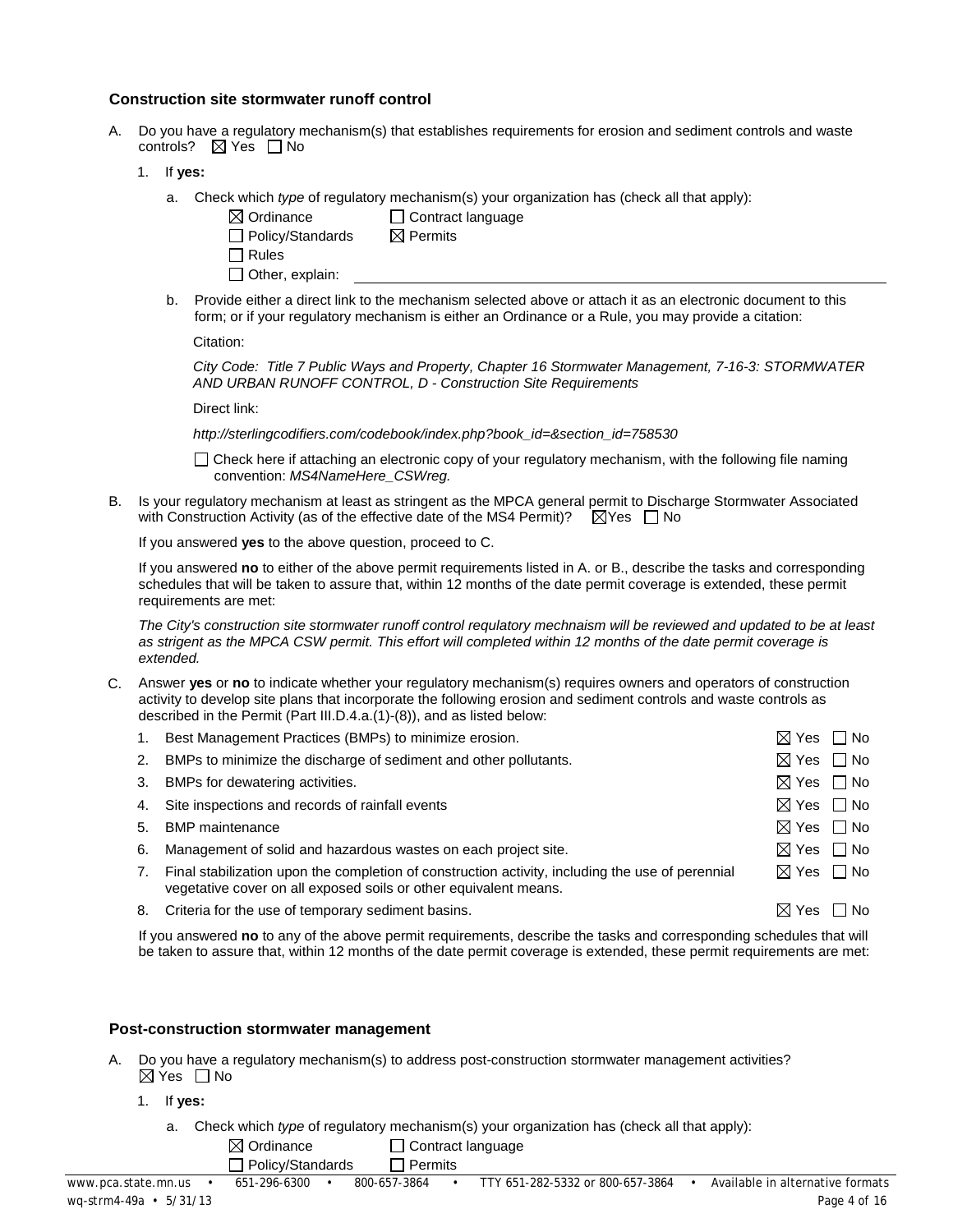### Construction site stormwater runoff control

A. Do you have a regulatory mechanism(s) that establishes requirements for erosion and sediment controls and waste controls? ☒ Yes ☐ No

1. If **yes:**

   a. Check which *type* of regulatory mechanism(s) your organization has (check all that apply):

   ☒ Ordinance ☐ Contract language
   ☐ Policy/Standards ☒ Permits
   ☐ Rules
   ☐ Other, explain:

   b. Provide either a direct link to the mechanism selected above or attach it as an electronic document to this form; or if your regulatory mechanism is either an Ordinance or a Rule, you may provide a citation:

   Citation:

   *City Code: Title 7 Public Ways and Property, Chapter 16 Stormwater Management, 7-16-3: STORMWATER AND URBAN RUNOFF CONTROL, D - Construction Site Requirements*

   Direct link:

   *http://sterlingcodifiers.com/codebook/index.php?book_id=&section_id=758530*

   ☐ Check here if attaching an electronic copy of your regulatory mechanism, with the following file naming convention: *MS4NameHere_CSWreg.*

B. Is your regulatory mechanism at least as stringent as the MPCA general permit to Discharge Stormwater Associated with Construction Activity (as of the effective date of the MS4 Permit)? ☒Yes ☐ No

If you answered **yes** to the above question, proceed to C.

If you answered **no** to either of the above permit requirements listed in A. or B., describe the tasks and corresponding schedules that will be taken to assure that, within 12 months of the date permit coverage is extended, these permit requirements are met:

*The City's construction site stormwater runoff control requlatory mechnaism will be reviewed and updated to be at least as strigent as the MPCA CSW permit. This effort will completed within 12 months of the date permit coverage is extended.*

C. Answer **yes** or **no** to indicate whether your regulatory mechanism(s) requires owners and operators of construction activity to develop site plans that incorporate the following erosion and sediment controls and waste controls as described in the Permit (Part III.D.4.a.(1)-(8)), and as listed below:

1. Best Management Practices (BMPs) to minimize erosion. ☒ Yes ☐ No
2. BMPs to minimize the discharge of sediment and other pollutants. ☒ Yes ☐ No
3. BMPs for dewatering activities. ☒ Yes ☐ No
4. Site inspections and records of rainfall events ☒ Yes ☐ No
5. BMP maintenance ☒ Yes ☐ No
6. Management of solid and hazardous wastes on each project site. ☒ Yes ☐ No
7. Final stabilization upon the completion of construction activity, including the use of perennial vegetative cover on all exposed soils or other equivalent means. ☒ Yes ☐ No
8. Criteria for the use of temporary sediment basins. ☒ Yes ☐ No

If you answered **no** to any of the above permit requirements, describe the tasks and corresponding schedules that will be taken to assure that, within 12 months of the date permit coverage is extended, these permit requirements are met:

### Post-construction stormwater management

A. Do you have a regulatory mechanism(s) to address post-construction stormwater management activities? ☒ Yes ☐ No

1. If **yes:**

   a. Check which *type* of regulatory mechanism(s) your organization has (check all that apply):

   ☒ Ordinance ☐ Contract language
   ☐ Policy/Standards ☐ Permits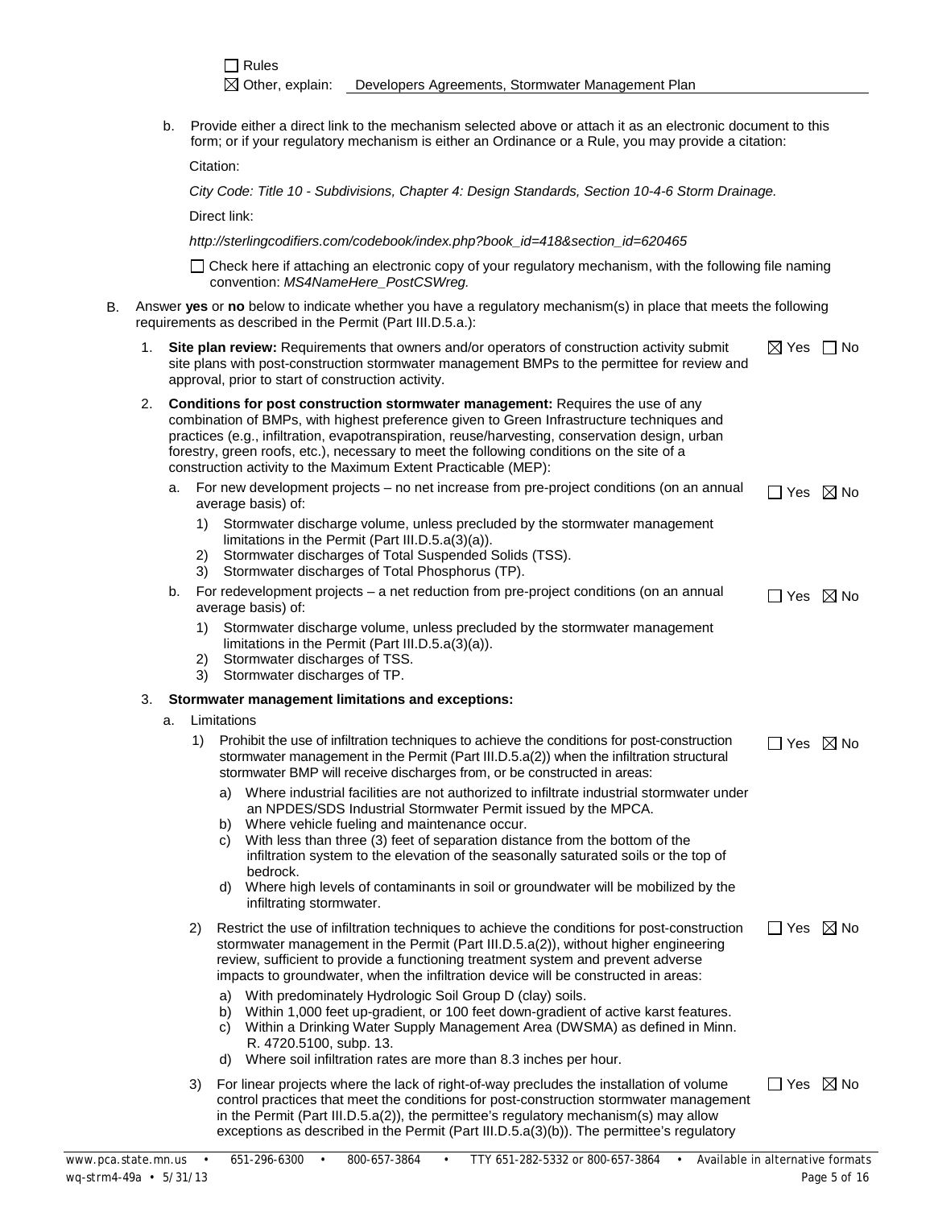☐ Rules

☒ Other, explain: Developers Agreements, Stormwater Management Plan

b. Provide either a direct link to the mechanism selected above or attach it as an electronic document to this form; or if your regulatory mechanism is either an Ordinance or a Rule, you may provide a citation:

Citation:

*City Code: Title 10 - Subdivisions, Chapter 4: Design Standards, Section 10-4-6 Storm Drainage.*

Direct link:

*http://sterlingcodifiers.com/codebook/index.php?book_id=418&section_id=620465*

☐ Check here if attaching an electronic copy of your regulatory mechanism, with the following file naming convention: *MS4NameHere_PostCSWreg.*

B. Answer **yes** or **no** below to indicate whether you have a regulatory mechanism(s) in place that meets the following requirements as described in the Permit (Part III.D.5.a.):

1. **Site plan review:** Requirements that owners and/or operators of construction activity submit site plans with post-construction stormwater management BMPs to the permittee for review and approval, prior to start of construction activity. ☒ Yes ☐ No

2. **Conditions for post construction stormwater management:** Requires the use of any combination of BMPs, with highest preference given to Green Infrastructure techniques and practices (e.g., infiltration, evapotranspiration, reuse/harvesting, conservation design, urban forestry, green roofs, etc.), necessary to meet the following conditions on the site of a construction activity to the Maximum Extent Practicable (MEP):

   a. For new development projects – no net increase from pre-project conditions (on an annual average basis) of: ☐ Yes ☒ No
      1) Stormwater discharge volume, unless precluded by the stormwater management limitations in the Permit (Part III.D.5.a(3)(a)).
      2) Stormwater discharges of Total Suspended Solids (TSS).
      3) Stormwater discharges of Total Phosphorus (TP).

   b. For redevelopment projects – a net reduction from pre-project conditions (on an annual average basis) of: ☐ Yes ☒ No
      1) Stormwater discharge volume, unless precluded by the stormwater management limitations in the Permit (Part III.D.5.a(3)(a)).
      2) Stormwater discharges of TSS.
      3) Stormwater discharges of TP.

3. **Stormwater management limitations and exceptions:**

   a. Limitations

      1) Prohibit the use of infiltration techniques to achieve the conditions for post-construction stormwater management in the Permit (Part III.D.5.a(2)) when the infiltration structural stormwater BMP will receive discharges from, or be constructed in areas: ☐ Yes ☒ No
         a) Where industrial facilities are not authorized to infiltrate industrial stormwater under an NPDES/SDS Industrial Stormwater Permit issued by the MPCA.
         b) Where vehicle fueling and maintenance occur.
         c) With less than three (3) feet of separation distance from the bottom of the infiltration system to the elevation of the seasonally saturated soils or the top of bedrock.
         d) Where high levels of contaminants in soil or groundwater will be mobilized by the infiltrating stormwater.

      2) Restrict the use of infiltration techniques to achieve the conditions for post-construction stormwater management in the Permit (Part III.D.5.a(2)), without higher engineering review, sufficient to provide a functioning treatment system and prevent adverse impacts to groundwater, when the infiltration device will be constructed in areas: ☐ Yes ☒ No
         a) With predominately Hydrologic Soil Group D (clay) soils.
         b) Within 1,000 feet up-gradient, or 100 feet down-gradient of active karst features.
         c) Within a Drinking Water Supply Management Area (DWSMA) as defined in Minn. R. 4720.5100, subp. 13.
         d) Where soil infiltration rates are more than 8.3 inches per hour.

      3) For linear projects where the lack of right-of-way precludes the installation of volume control practices that meet the conditions for post-construction stormwater management in the Permit (Part III.D.5.a(2)), the permittee's regulatory mechanism(s) may allow exceptions as described in the Permit (Part III.D.5.a(3)(b)). The permittee's regulatory ☐ Yes ☒ No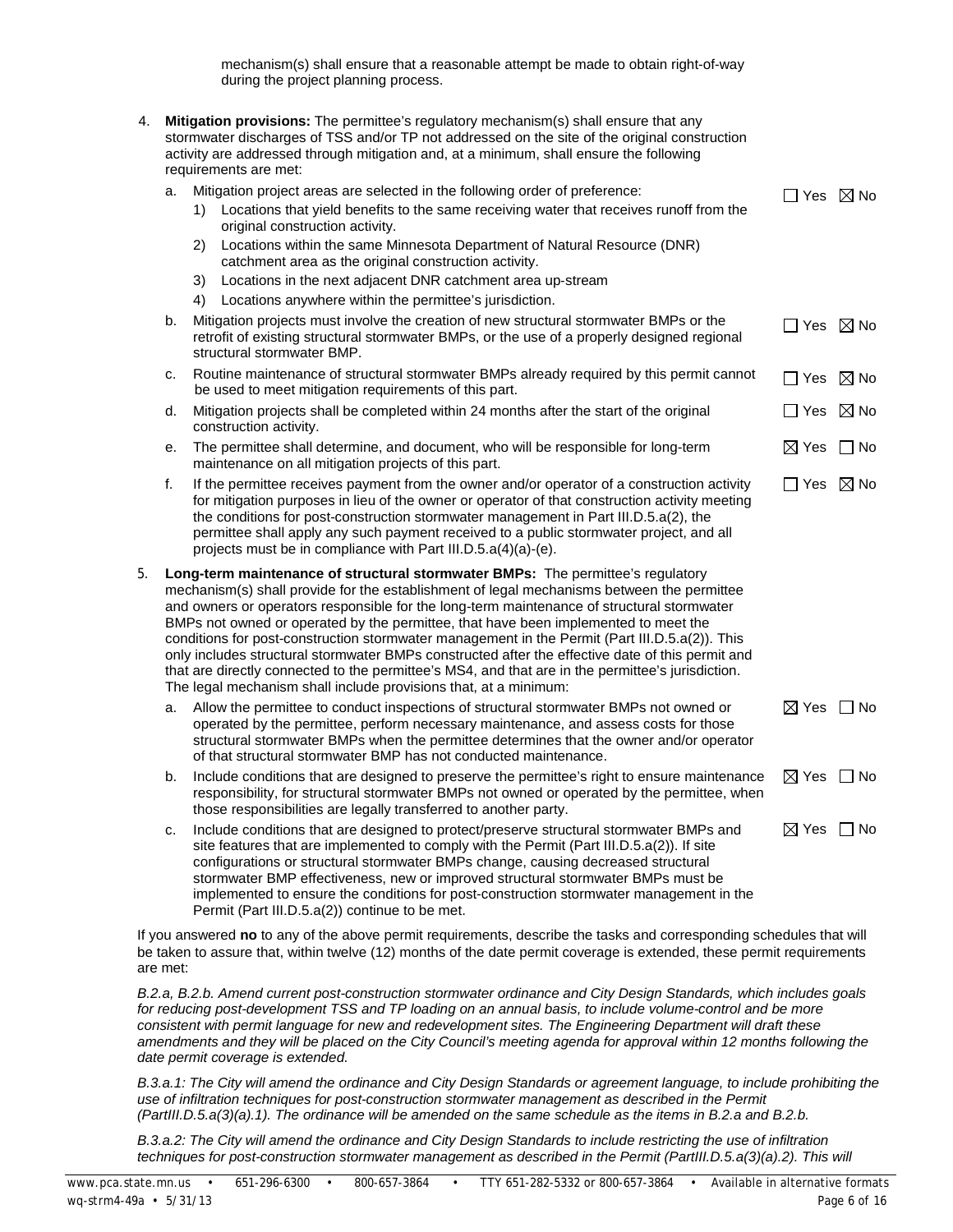mechanism(s) shall ensure that a reasonable attempt be made to obtain right-of-way during the project planning process.

4. **Mitigation provisions:** The permittee's regulatory mechanism(s) shall ensure that any stormwater discharges of TSS and/or TP not addressed on the site of the original construction activity are addressed through mitigation and, at a minimum, shall ensure the following requirements are met:
   a. Mitigation project areas are selected in the following order of preference: ☐ Yes ☒ No
      1) Locations that yield benefits to the same receiving water that receives runoff from the original construction activity.
      2) Locations within the same Minnesota Department of Natural Resource (DNR) catchment area as the original construction activity.
      3) Locations in the next adjacent DNR catchment area up-stream
      4) Locations anywhere within the permittee's jurisdiction.
   b. Mitigation projects must involve the creation of new structural stormwater BMPs or the retrofit of existing structural stormwater BMPs, or the use of a properly designed regional structural stormwater BMP. ☐ Yes ☒ No
   c. Routine maintenance of structural stormwater BMPs already required by this permit cannot be used to meet mitigation requirements of this part. ☐ Yes ☒ No
   d. Mitigation projects shall be completed within 24 months after the start of the original construction activity. ☐ Yes ☒ No
   e. The permittee shall determine, and document, who will be responsible for long-term maintenance on all mitigation projects of this part. ☒ Yes ☐ No
   f. If the permittee receives payment from the owner and/or operator of a construction activity for mitigation purposes in lieu of the owner or operator of that construction activity meeting the conditions for post-construction stormwater management in Part III.D.5.a(2), the permittee shall apply any such payment received to a public stormwater project, and all projects must be in compliance with Part III.D.5.a(4)(a)-(e). ☐ Yes ☒ No

5. **Long-term maintenance of structural stormwater BMPs:** The permittee's regulatory mechanism(s) shall provide for the establishment of legal mechanisms between the permittee and owners or operators responsible for the long-term maintenance of structural stormwater BMPs not owned or operated by the permittee, that have been implemented to meet the conditions for post-construction stormwater management in the Permit (Part III.D.5.a(2)). This only includes structural stormwater BMPs constructed after the effective date of this permit and that are directly connected to the permittee's MS4, and that are in the permittee's jurisdiction. The legal mechanism shall include provisions that, at a minimum:
   a. Allow the permittee to conduct inspections of structural stormwater BMPs not owned or operated by the permittee, perform necessary maintenance, and assess costs for those structural stormwater BMPs when the permittee determines that the owner and/or operator of that structural stormwater BMP has not conducted maintenance. ☒ Yes ☐ No
   b. Include conditions that are designed to preserve the permittee's right to ensure maintenance responsibility, for structural stormwater BMPs not owned or operated by the permittee, when those responsibilities are legally transferred to another party. ☒ Yes ☐ No
   c. Include conditions that are designed to protect/preserve structural stormwater BMPs and site features that are implemented to comply with the Permit (Part III.D.5.a(2)). If site configurations or structural stormwater BMPs change, causing decreased structural stormwater BMP effectiveness, new or improved structural stormwater BMPs must be implemented to ensure the conditions for post-construction stormwater management in the Permit (Part III.D.5.a(2)) continue to be met. ☒ Yes ☐ No

If you answered **no** to any of the above permit requirements, describe the tasks and corresponding schedules that will be taken to assure that, within twelve (12) months of the date permit coverage is extended, these permit requirements are met:

*B.2.a, B.2.b. Amend current post-construction stormwater ordinance and City Design Standards, which includes goals for reducing post-development TSS and TP loading on an annual basis, to include volume-control and be more consistent with permit language for new and redevelopment sites. The Engineering Department will draft these amendments and they will be placed on the City Council's meeting agenda for approval within 12 months following the date permit coverage is extended.*

*B.3.a.1: The City will amend the ordinance and City Design Standards or agreement language, to include prohibiting the use of infiltration techniques for post-construction stormwater management as described in the Permit (PartIII.D.5.a(3)(a).1). The ordinance will be amended on the same schedule as the items in B.2.a and B.2.b.*

*B.3.a.2: The City will amend the ordinance and City Design Standards to include restricting the use of infiltration techniques for post-construction stormwater management as described in the Permit (PartIII.D.5.a(3)(a).2). This will*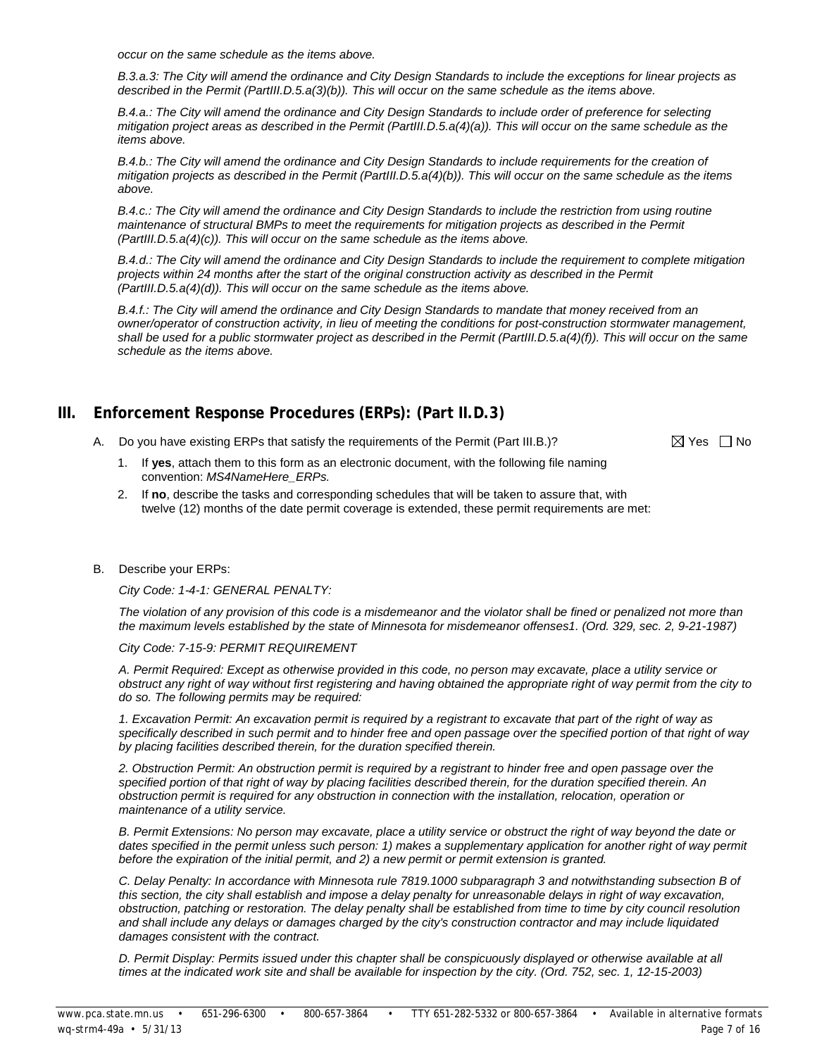*occur on the same schedule as the items above.*

*B.3.a.3: The City will amend the ordinance and City Design Standards to include the exceptions for linear projects as described in the Permit (PartIII.D.5.a(3)(b)). This will occur on the same schedule as the items above.*

*B.4.a.: The City will amend the ordinance and City Design Standards to include order of preference for selecting mitigation project areas as described in the Permit (PartIII.D.5.a(4)(a)). This will occur on the same schedule as the items above.*

*B.4.b.: The City will amend the ordinance and City Design Standards to include requirements for the creation of mitigation projects as described in the Permit (PartIII.D.5.a(4)(b)). This will occur on the same schedule as the items above.*

*B.4.c.: The City will amend the ordinance and City Design Standards to include the restriction from using routine maintenance of structural BMPs to meet the requirements for mitigation projects as described in the Permit (PartIII.D.5.a(4)(c)). This will occur on the same schedule as the items above.*

*B.4.d.: The City will amend the ordinance and City Design Standards to include the requirement to complete mitigation projects within 24 months after the start of the original construction activity as described in the Permit (PartIII.D.5.a(4)(d)). This will occur on the same schedule as the items above.*

*B.4.f.: The City will amend the ordinance and City Design Standards to mandate that money received from an owner/operator of construction activity, in lieu of meeting the conditions for post-construction stormwater management, shall be used for a public stormwater project as described in the Permit (PartIII.D.5.a(4)(f)). This will occur on the same schedule as the items above.*

## III. Enforcement Response Procedures (ERPs): (Part II.D.3)

A. Do you have existing ERPs that satisfy the requirements of the Permit (Part III.B.)? ☒ Yes ☐ No

1. If **yes**, attach them to this form as an electronic document, with the following file naming convention: *MS4NameHere_ERPs.*
2. If **no**, describe the tasks and corresponding schedules that will be taken to assure that, with twelve (12) months of the date permit coverage is extended, these permit requirements are met:

B. Describe your ERPs:

*City Code: 1-4-1: GENERAL PENALTY:*

*The violation of any provision of this code is a misdemeanor and the violator shall be fined or penalized not more than the maximum levels established by the state of Minnesota for misdemeanor offenses1. (Ord. 329, sec. 2, 9-21-1987)*

*City Code: 7-15-9: PERMIT REQUIREMENT*

*A. Permit Required: Except as otherwise provided in this code, no person may excavate, place a utility service or obstruct any right of way without first registering and having obtained the appropriate right of way permit from the city to do so. The following permits may be required:*

*1. Excavation Permit: An excavation permit is required by a registrant to excavate that part of the right of way as specifically described in such permit and to hinder free and open passage over the specified portion of that right of way by placing facilities described therein, for the duration specified therein.*

*2. Obstruction Permit: An obstruction permit is required by a registrant to hinder free and open passage over the specified portion of that right of way by placing facilities described therein, for the duration specified therein. An obstruction permit is required for any obstruction in connection with the installation, relocation, operation or maintenance of a utility service.*

*B. Permit Extensions: No person may excavate, place a utility service or obstruct the right of way beyond the date or dates specified in the permit unless such person: 1) makes a supplementary application for another right of way permit before the expiration of the initial permit, and 2) a new permit or permit extension is granted.*

*C. Delay Penalty: In accordance with Minnesota rule 7819.1000 subparagraph 3 and notwithstanding subsection B of this section, the city shall establish and impose a delay penalty for unreasonable delays in right of way excavation, obstruction, patching or restoration. The delay penalty shall be established from time to time by city council resolution and shall include any delays or damages charged by the city's construction contractor and may include liquidated damages consistent with the contract.*

*D. Permit Display: Permits issued under this chapter shall be conspicuously displayed or otherwise available at all times at the indicated work site and shall be available for inspection by the city. (Ord. 752, sec. 1, 12-15-2003)*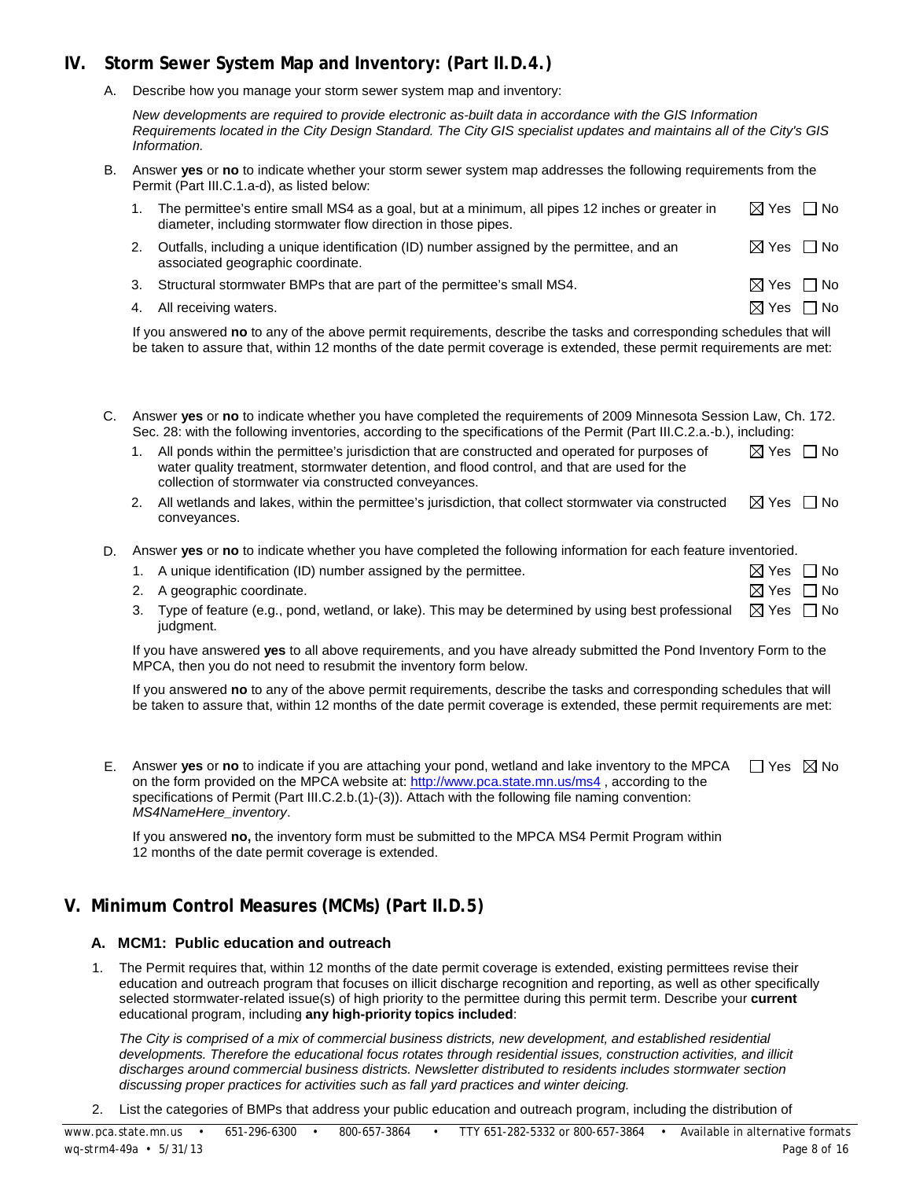## IV. Storm Sewer System Map and Inventory: (Part II.D.4.)

A. Describe how you manage your storm sewer system map and inventory:

*New developments are required to provide electronic as-built data in accordance with the GIS Information Requirements located in the City Design Standard. The City GIS specialist updates and maintains all of the City's GIS Information.*

B. Answer **yes** or **no** to indicate whether your storm sewer system map addresses the following requirements from the Permit (Part III.C.1.a-d), as listed below:

1. The permittee's entire small MS4 as a goal, but at a minimum, all pipes 12 inches or greater in diameter, including stormwater flow direction in those pipes. ☒ Yes ☐ No
2. Outfalls, including a unique identification (ID) number assigned by the permittee, and an associated geographic coordinate. ☒ Yes ☐ No
3. Structural stormwater BMPs that are part of the permittee's small MS4. ☒ Yes ☐ No
4. All receiving waters. ☒ Yes ☐ No

If you answered **no** to any of the above permit requirements, describe the tasks and corresponding schedules that will be taken to assure that, within 12 months of the date permit coverage is extended, these permit requirements are met:

C. Answer **yes** or **no** to indicate whether you have completed the requirements of 2009 Minnesota Session Law, Ch. 172. Sec. 28: with the following inventories, according to the specifications of the Permit (Part III.C.2.a.-b.), including:

1. All ponds within the permittee's jurisdiction that are constructed and operated for purposes of water quality treatment, stormwater detention, and flood control, and that are used for the collection of stormwater via constructed conveyances. ☒ Yes ☐ No
2. All wetlands and lakes, within the permittee's jurisdiction, that collect stormwater via constructed conveyances. ☒ Yes ☐ No

D. Answer **yes** or **no** to indicate whether you have completed the following information for each feature inventoried.

1. A unique identification (ID) number assigned by the permittee. ☒ Yes ☐ No
2. A geographic coordinate. ☒ Yes ☐ No
3. Type of feature (e.g., pond, wetland, or lake). This may be determined by using best professional judgment. ☒ Yes ☐ No

If you have answered **yes** to all above requirements, and you have already submitted the Pond Inventory Form to the MPCA, then you do not need to resubmit the inventory form below.

If you answered **no** to any of the above permit requirements, describe the tasks and corresponding schedules that will be taken to assure that, within 12 months of the date permit coverage is extended, these permit requirements are met:

E. Answer **yes** or **no** to indicate if you are attaching your pond, wetland and lake inventory to the MPCA on the form provided on the MPCA website at: http://www.pca.state.mn.us/ms4 , according to the specifications of Permit (Part III.C.2.b.(1)-(3)). Attach with the following file naming convention: *MS4NameHere_inventory*. ☐ Yes ☒ No

If you answered **no,** the inventory form must be submitted to the MPCA MS4 Permit Program within 12 months of the date permit coverage is extended.

## V. Minimum Control Measures (MCMs) (Part II.D.5)

### A. MCM1: Public education and outreach

1. The Permit requires that, within 12 months of the date permit coverage is extended, existing permittees revise their education and outreach program that focuses on illicit discharge recognition and reporting, as well as other specifically selected stormwater-related issue(s) of high priority to the permittee during this permit term. Describe your **current** educational program, including **any high-priority topics included**:

   *The City is comprised of a mix of commercial business districts, new development, and established residential developments. Therefore the educational focus rotates through residential issues, construction activities, and illicit discharges around commercial business districts. Newsletter distributed to residents includes stormwater section discussing proper practices for activities such as fall yard practices and winter deicing.*

2. List the categories of BMPs that address your public education and outreach program, including the distribution of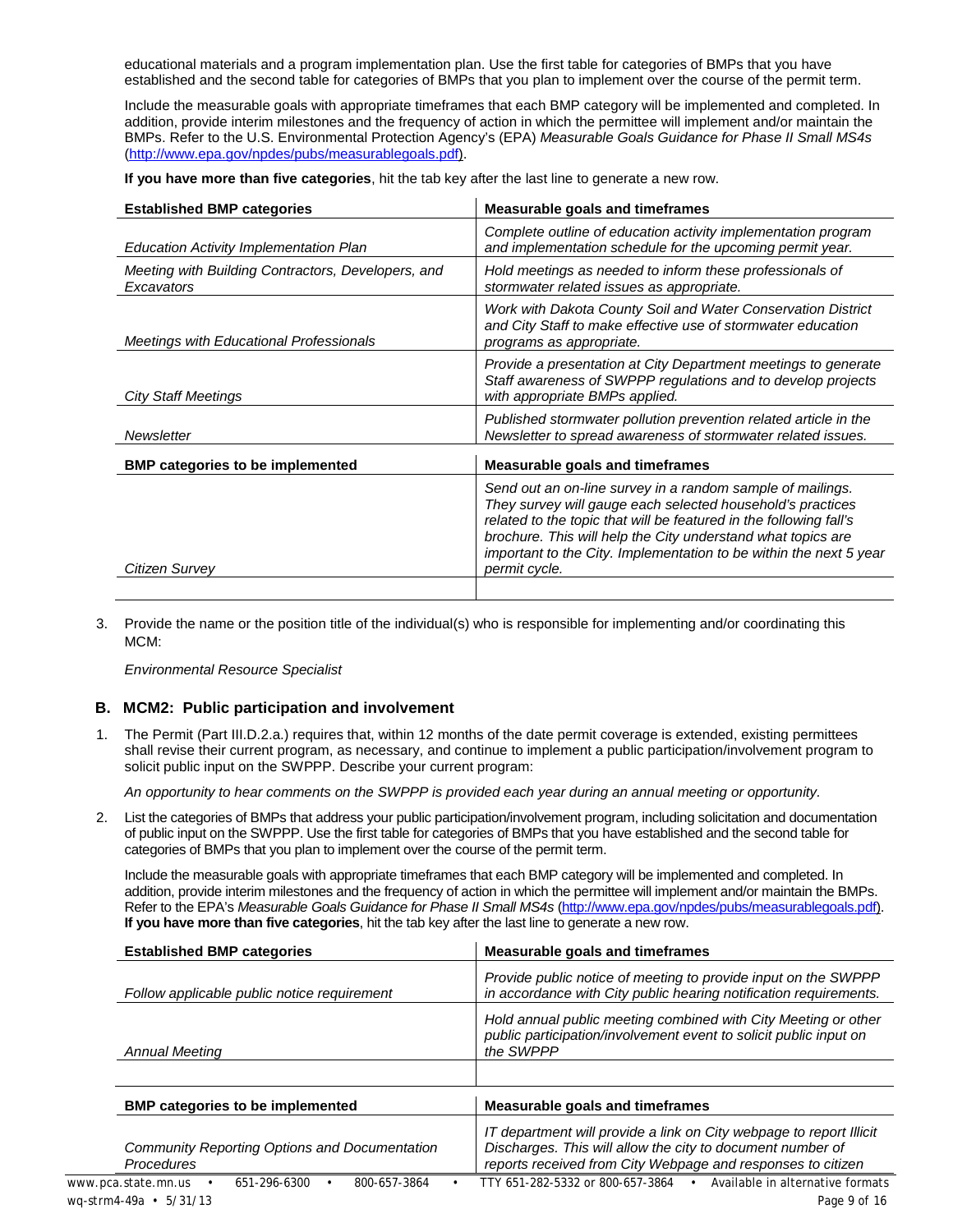educational materials and a program implementation plan. Use the first table for categories of BMPs that you have established and the second table for categories of BMPs that you plan to implement over the course of the permit term.

Include the measurable goals with appropriate timeframes that each BMP category will be implemented and completed. In addition, provide interim milestones and the frequency of action in which the permittee will implement and/or maintain the BMPs. Refer to the U.S. Environmental Protection Agency's (EPA) *Measurable Goals Guidance for Phase II Small MS4s* (http://www.epa.gov/npdes/pubs/measurablegoals.pdf).

**If you have more than five categories**, hit the tab key after the last line to generate a new row.

| Established BMP categories | Measurable goals and timeframes |
|---|---|
| *Education Activity Implementation Plan* | *Complete outline of education activity implementation program and implementation schedule for the upcoming permit year.* |
| *Meeting with Building Contractors, Developers, and Excavators* | *Hold meetings as needed to inform these professionals of stormwater related issues as appropriate.* |
| *Meetings with Educational Professionals* | *Work with Dakota County Soil and Water Conservation District and City Staff to make effective use of stormwater education programs as appropriate.* |
| *City Staff Meetings* | *Provide a presentation at City Department meetings to generate Staff awareness of SWPPP regulations and to develop projects with appropriate BMPs applied.* |
| *Newsletter* | *Published stormwater pollution prevention related article in the Newsletter to spread awareness of stormwater related issues.* |

| BMP categories to be implemented | Measurable goals and timeframes |
|---|---|
| *Citizen Survey* | *Send out an on-line survey in a random sample of mailings. They survey will gauge each selected household's practices related to the topic that will be featured in the following fall's brochure. This will help the City understand what topics are important to the City. Implementation to be within the next 5 year permit cycle.* |
| | |

3. Provide the name or the position title of the individual(s) who is responsible for implementing and/or coordinating this MCM:

   *Environmental Resource Specialist*

### B. MCM2: Public participation and involvement

1. The Permit (Part III.D.2.a.) requires that, within 12 months of the date permit coverage is extended, existing permittees shall revise their current program, as necessary, and continue to implement a public participation/involvement program to solicit public input on the SWPPP. Describe your current program:

   *An opportunity to hear comments on the SWPPP is provided each year during an annual meeting or opportunity.*

2. List the categories of BMPs that address your public participation/involvement program, including solicitation and documentation of public input on the SWPPP. Use the first table for categories of BMPs that you have established and the second table for categories of BMPs that you plan to implement over the course of the permit term.

   Include the measurable goals with appropriate timeframes that each BMP category will be implemented and completed. In addition, provide interim milestones and the frequency of action in which the permittee will implement and/or maintain the BMPs. Refer to the EPA's *Measurable Goals Guidance for Phase II Small MS4s* (http://www.epa.gov/npdes/pubs/measurablegoals.pdf). **If you have more than five categories**, hit the tab key after the last line to generate a new row.

| Established BMP categories | Measurable goals and timeframes |
|---|---|
| *Follow applicable public notice requirement* | *Provide public notice of meeting to provide input on the SWPPP in accordance with City public hearing notification requirements.* |
| *Annual Meeting* | *Hold annual public meeting combined with City Meeting or other public participation/involvement event to solicit public input on the SWPPP* |
| | |

| BMP categories to be implemented | Measurable goals and timeframes |
|---|---|
| *Community Reporting Options and Documentation Procedures* | *IT department will provide a link on City webpage to report Illicit Discharges. This will allow the city to document number of reports received from City Webpage and responses to citizen* |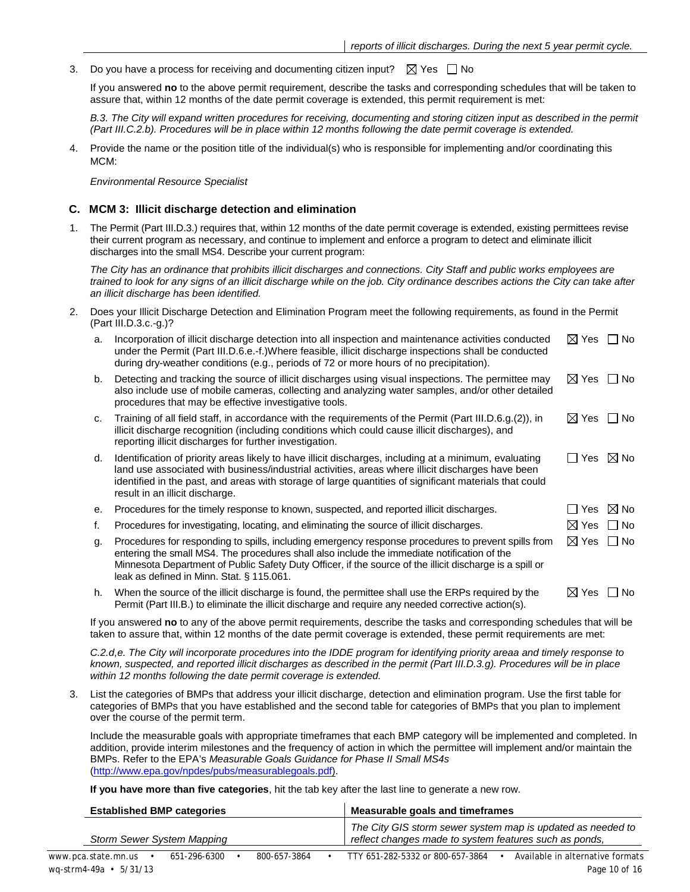| | *reports of illicit discharges. During the next 5 year permit cycle.* |
|---|---|

3. Do you have a process for receiving and documenting citizen input? ☒ Yes ☐ No

   If you answered **no** to the above permit requirement, describe the tasks and corresponding schedules that will be taken to assure that, within 12 months of the date permit coverage is extended, this permit requirement is met:

   *B.3. The City will expand written procedures for receiving, documenting and storing citizen input as described in the permit (Part III.C.2.b). Procedures will be in place within 12 months following the date permit coverage is extended.*

4. Provide the name or the position title of the individual(s) who is responsible for implementing and/or coordinating this MCM:

   *Environmental Resource Specialist*

## C. MCM 3: Illicit discharge detection and elimination

1. The Permit (Part III.D.3.) requires that, within 12 months of the date permit coverage is extended, existing permittees revise their current program as necessary, and continue to implement and enforce a program to detect and eliminate illicit discharges into the small MS4. Describe your current program:

   *The City has an ordinance that prohibits illicit discharges and connections. City Staff and public works employees are trained to look for any signs of an illicit discharge while on the job. City ordinance describes actions the City can take after an illicit discharge has been identified.*

2. Does your Illicit Discharge Detection and Elimination Program meet the following requirements, as found in the Permit (Part III.D.3.c.-g.)?

   a. Incorporation of illicit discharge detection into all inspection and maintenance activities conducted under the Permit (Part III.D.6.e.-f.)Where feasible, illicit discharge inspections shall be conducted during dry-weather conditions (e.g., periods of 72 or more hours of no precipitation). ☒ Yes ☐ No

   b. Detecting and tracking the source of illicit discharges using visual inspections. The permittee may also include use of mobile cameras, collecting and analyzing water samples, and/or other detailed procedures that may be effective investigative tools. ☒ Yes ☐ No

   c. Training of all field staff, in accordance with the requirements of the Permit (Part III.D.6.g.(2)), in illicit discharge recognition (including conditions which could cause illicit discharges), and reporting illicit discharges for further investigation. ☒ Yes ☐ No

   d. Identification of priority areas likely to have illicit discharges, including at a minimum, evaluating land use associated with business/industrial activities, areas where illicit discharges have been identified in the past, and areas with storage of large quantities of significant materials that could result in an illicit discharge. ☐ Yes ☒ No

   e. Procedures for the timely response to known, suspected, and reported illicit discharges. ☐ Yes ☒ No

   f. Procedures for investigating, locating, and eliminating the source of illicit discharges. ☒ Yes ☐ No

   g. Procedures for responding to spills, including emergency response procedures to prevent spills from entering the small MS4. The procedures shall also include the immediate notification of the Minnesota Department of Public Safety Duty Officer, if the source of the illicit discharge is a spill or leak as defined in Minn. Stat. § 115.061. ☒ Yes ☐ No

   h. When the source of the illicit discharge is found, the permittee shall use the ERPs required by the Permit (Part III.B.) to eliminate the illicit discharge and require any needed corrective action(s). ☒ Yes ☐ No

   If you answered **no** to any of the above permit requirements, describe the tasks and corresponding schedules that will be taken to assure that, within 12 months of the date permit coverage is extended, these permit requirements are met:

   *C.2.d,e. The City will incorporate procedures into the IDDE program for identifying priority areaa and timely response to known, suspected, and reported illicit discharges as described in the permit (Part III.D.3.g). Procedures will be in place within 12 months following the date permit coverage is extended.*

3. List the categories of BMPs that address your illicit discharge, detection and elimination program. Use the first table for categories of BMPs that you have established and the second table for categories of BMPs that you plan to implement over the course of the permit term.

   Include the measurable goals with appropriate timeframes that each BMP category will be implemented and completed. In addition, provide interim milestones and the frequency of action in which the permittee will implement and/or maintain the BMPs. Refer to the EPA's *Measurable Goals Guidance for Phase II Small MS4s* (http://www.epa.gov/npdes/pubs/measurablegoals.pdf).

   **If you have more than five categories**, hit the tab key after the last line to generate a new row.

| Established BMP categories | Measurable goals and timeframes |
|---|---|
| *Storm Sewer System Mapping* | *The City GIS storm sewer system map is updated as needed to reflect changes made to system features such as ponds,* |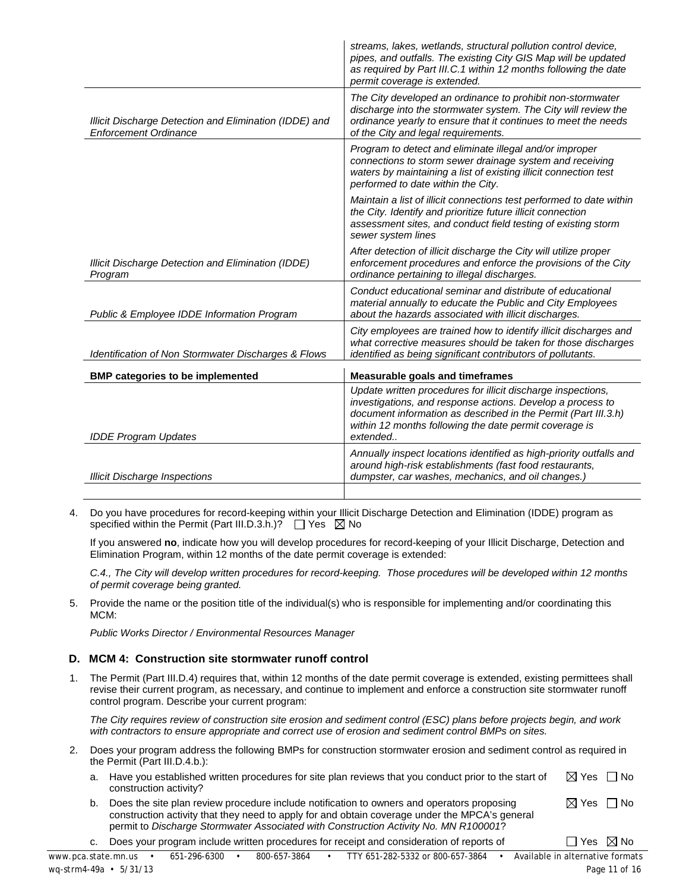| | |
|---|---|
| | *streams, lakes, wetlands, structural pollution control device, pipes, and outfalls. The existing City GIS Map will be updated as required by Part III.C.1 within 12 months following the date permit coverage is extended.* |
| *Illicit Discharge Detection and Elimination (IDDE) and Enforcement Ordinance* | *The City developed an ordinance to prohibit non-stormwater discharge into the stormwater system. The City will review the ordinance yearly to ensure that it continues to meet the needs of the City and legal requirements.* |
| *Illicit Discharge Detection and Elimination (IDDE) Program* | *Program to detect and eliminate illegal and/or improper connections to storm sewer drainage system and receiving waters by maintaining a list of existing illicit connection test performed to date within the City.*<br>*Maintain a list of illicit connections test performed to date within the City. Identify and prioritize future illicit connection assessment sites, and conduct field testing of existing storm sewer system lines*<br>*After detection of illicit discharge the City will utilize proper enforcement procedures and enforce the provisions of the City ordinance pertaining to illegal discharges.* |
| *Public & Employee IDDE Information Program* | *Conduct educational seminar and distribute of educational material annually to educate the Public and City Employees about the hazards associated with illicit discharges.* |
| *Identification of Non Stormwater Discharges & Flows* | *City employees are trained how to identify illicit discharges and what corrective measures should be taken for those discharges identified as being significant contributors of pollutants.* |
| **BMP categories to be implemented** | **Measurable goals and timeframes** |
| *IDDE Program Updates* | *Update written procedures for illicit discharge inspections, investigations, and response actions. Develop a process to document information as described in the Permit (Part III.3.h) within 12 months following the date permit coverage is extended..* |
| *Illicit Discharge Inspections* | *Annually inspect locations identified as high-priority outfalls and around high-risk establishments (fast food restaurants, dumpster, car washes, mechanics, and oil changes.)* |
| | |

4. Do you have procedures for record-keeping within your Illicit Discharge Detection and Elimination (IDDE) program as specified within the Permit (Part III.D.3.h.)? ☐ Yes ☒ No

   If you answered **no**, indicate how you will develop procedures for record-keeping of your Illicit Discharge, Detection and Elimination Program, within 12 months of the date permit coverage is extended:

   *C.4., The City will develop written procedures for record-keeping. Those procedures will be developed within 12 months of permit coverage being granted.*

5. Provide the name or the position title of the individual(s) who is responsible for implementing and/or coordinating this MCM:

   *Public Works Director / Environmental Resources Manager*

### D. MCM 4: Construction site stormwater runoff control

1. The Permit (Part III.D.4) requires that, within 12 months of the date permit coverage is extended, existing permittees shall revise their current program, as necessary, and continue to implement and enforce a construction site stormwater runoff control program. Describe your current program:

   *The City requires review of construction site erosion and sediment control (ESC) plans before projects begin, and work with contractors to ensure appropriate and correct use of erosion and sediment control BMPs on sites.*

2. Does your program address the following BMPs for construction stormwater erosion and sediment control as required in the Permit (Part III.D.4.b.):

   a. Have you established written procedures for site plan reviews that you conduct prior to the start of construction activity? ☒ Yes ☐ No

   b. Does the site plan review procedure include notification to owners and operators proposing construction activity that they need to apply for and obtain coverage under the MPCA's general permit to *Discharge Stormwater Associated with Construction Activity No. MN R100001*? ☒ Yes ☐ No

   c. Does your program include written procedures for receipt and consideration of reports of ☐ Yes ☒ No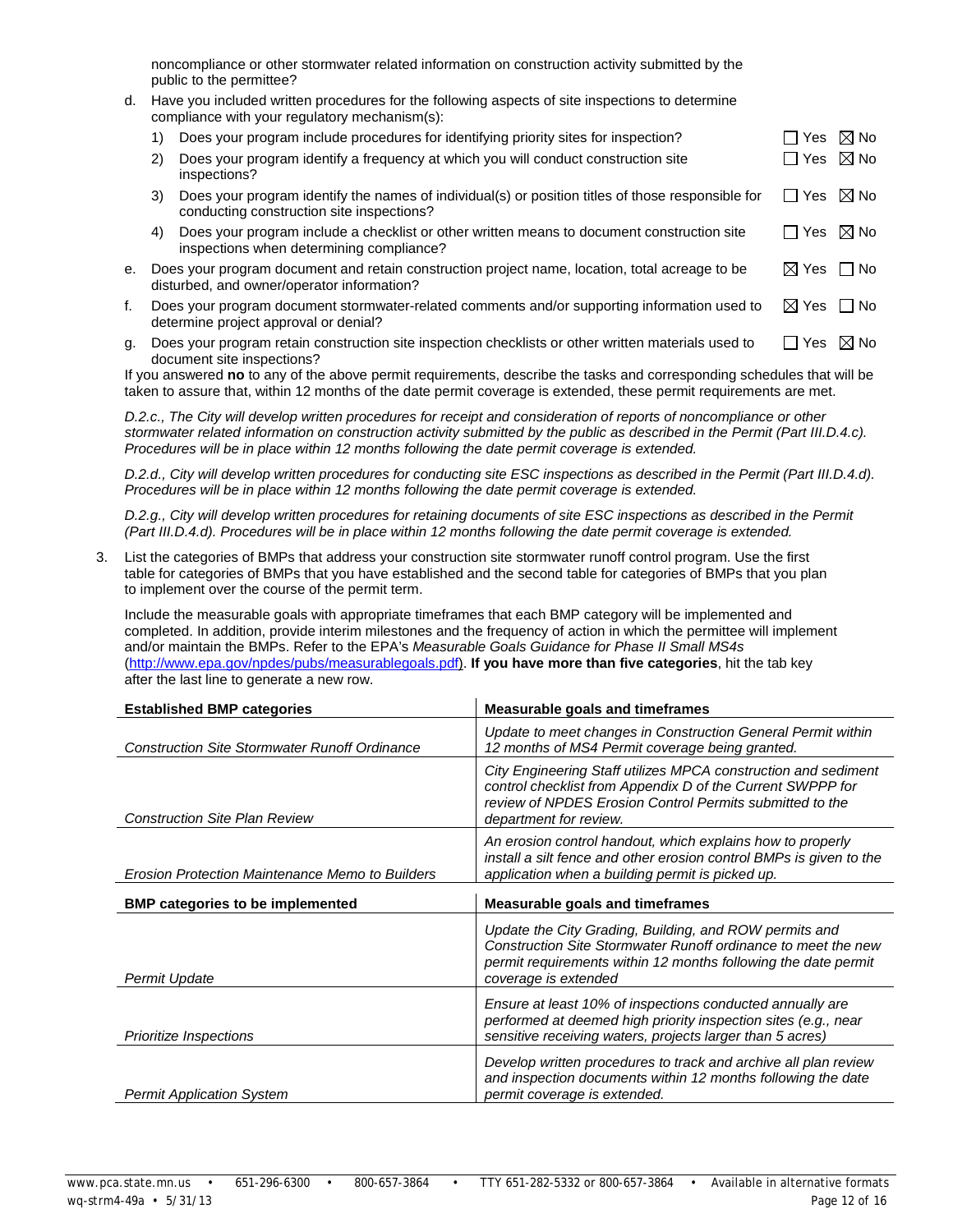noncompliance or other stormwater related information on construction activity submitted by the public to the permittee?

d. Have you included written procedures for the following aspects of site inspections to determine compliance with your regulatory mechanism(s):

1) Does your program include procedures for identifying priority sites for inspection? ☐ Yes ☒ No

2) Does your program identify a frequency at which you will conduct construction site inspections? ☐ Yes ☒ No

3) Does your program identify the names of individual(s) or position titles of those responsible for conducting construction site inspections? ☐ Yes ☒ No

4) Does your program include a checklist or other written means to document construction site inspections when determining compliance? ☐ Yes ☒ No

e. Does your program document and retain construction project name, location, total acreage to be disturbed, and owner/operator information? ☒ Yes ☐ No

f. Does your program document stormwater-related comments and/or supporting information used to determine project approval or denial? ☒ Yes ☐ No

g. Does your program retain construction site inspection checklists or other written materials used to document site inspections? ☐ Yes ☒ No

If you answered **no** to any of the above permit requirements, describe the tasks and corresponding schedules that will be taken to assure that, within 12 months of the date permit coverage is extended, these permit requirements are met.

*D.2.c., The City will develop written procedures for receipt and consideration of reports of noncompliance or other stormwater related information on construction activity submitted by the public as described in the Permit (Part III.D.4.c). Procedures will be in place within 12 months following the date permit coverage is extended.*

*D.2.d., City will develop written procedures for conducting site ESC inspections as described in the Permit (Part III.D.4.d). Procedures will be in place within 12 months following the date permit coverage is extended.*

*D.2.g., City will develop written procedures for retaining documents of site ESC inspections as described in the Permit (Part III.D.4.d). Procedures will be in place within 12 months following the date permit coverage is extended.*

3. List the categories of BMPs that address your construction site stormwater runoff control program. Use the first table for categories of BMPs that you have established and the second table for categories of BMPs that you plan to implement over the course of the permit term.

Include the measurable goals with appropriate timeframes that each BMP category will be implemented and completed. In addition, provide interim milestones and the frequency of action in which the permittee will implement and/or maintain the BMPs. Refer to the EPA's *Measurable Goals Guidance for Phase II Small MS4s* (http://www.epa.gov/npdes/pubs/measurablegoals.pdf). **If you have more than five categories**, hit the tab key after the last line to generate a new row.

| Established BMP categories | Measurable goals and timeframes |
|---|---|
| *Construction Site Stormwater Runoff Ordinance* | *Update to meet changes in Construction General Permit within 12 months of MS4 Permit coverage being granted.* |
| *Construction Site Plan Review* | *City Engineering Staff utilizes MPCA construction and sediment control checklist from Appendix D of the Current SWPPP for review of NPDES Erosion Control Permits submitted to the department for review.* |
| *Erosion Protection Maintenance Memo to Builders* | *An erosion control handout, which explains how to properly install a silt fence and other erosion control BMPs is given to the application when a building permit is picked up.* |

| BMP categories to be implemented | Measurable goals and timeframes |
|---|---|
| *Permit Update* | *Update the City Grading, Building, and ROW permits and Construction Site Stormwater Runoff Ordinance to meet the new permit requirements within 12 months following the date permit coverage is extended* |
| *Prioritize Inspections* | *Ensure at least 10% of inspections conducted annually are performed at deemed high priority inspection sites (e.g., near sensitive receiving waters, projects larger than 5 acres)* |
| *Permit Application System* | *Develop written procedures to track and archive all plan review and inspection documents within 12 months following the date permit coverage is extended.* |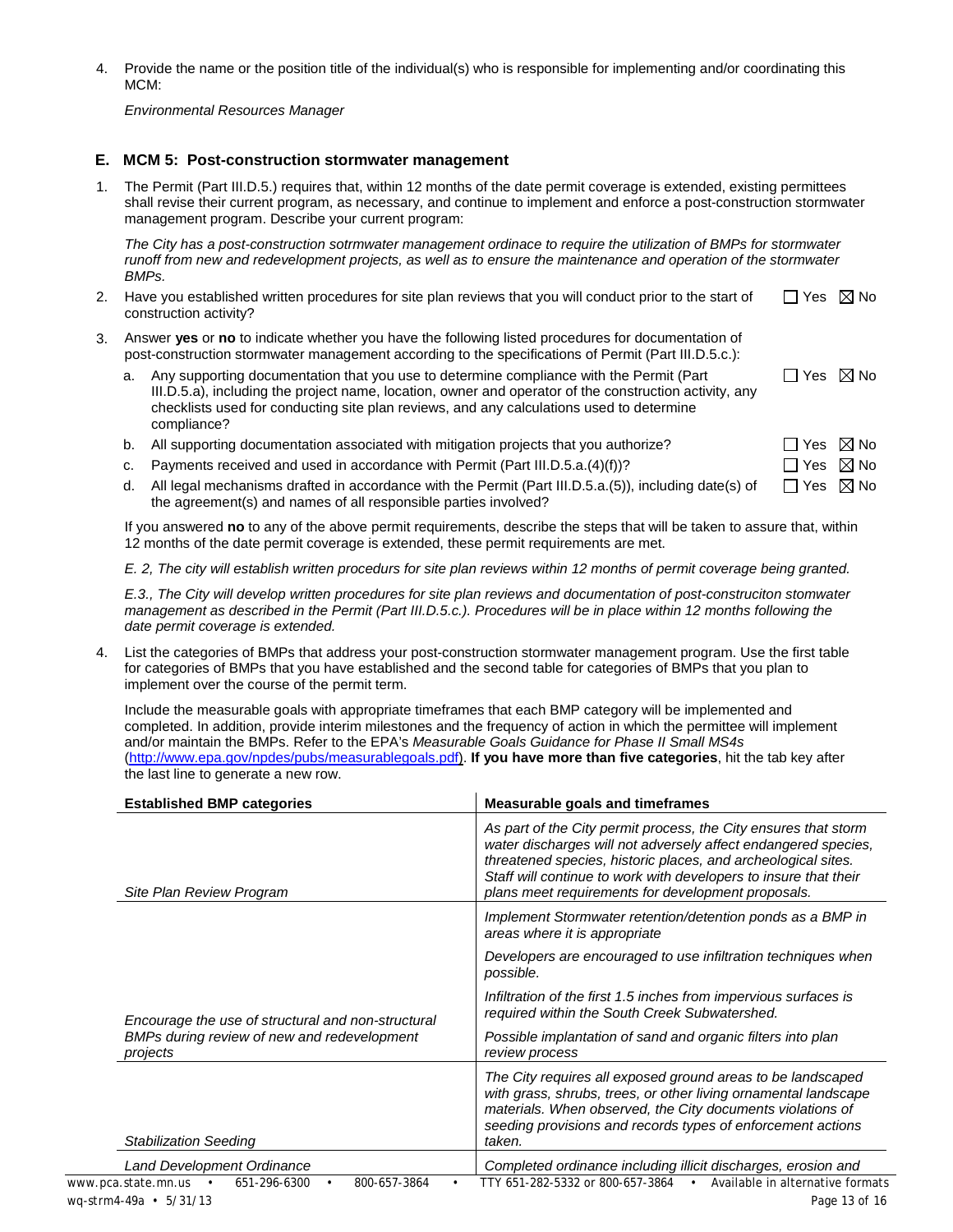4. Provide the name or the position title of the individual(s) who is responsible for implementing and/or coordinating this MCM:

   *Environmental Resources Manager*

## E. MCM 5: Post-construction stormwater management

1. The Permit (Part III.D.5.) requires that, within 12 months of the date permit coverage is extended, existing permittees shall revise their current program, as necessary, and continue to implement and enforce a post-construction stormwater management program. Describe your current program:

   *The City has a post-construction sotrmwater management ordinace to require the utilization of BMPs for stormwater runoff from new and redevelopment projects, as well as to ensure the maintenance and operation of the stormwater BMPs.*

2. Have you established written procedures for site plan reviews that you will conduct prior to the start of construction activity? ☐ Yes ☒ No

3. Answer **yes** or **no** to indicate whether you have the following listed procedures for documentation of post-construction stormwater management according to the specifications of Permit (Part III.D.5.c.):

   a. Any supporting documentation that you use to determine compliance with the Permit (Part III.D.5.a), including the project name, location, owner and operator of the construction activity, any checklists used for conducting site plan reviews, and any calculations used to determine compliance? ☐ Yes ☒ No

   b. All supporting documentation associated with mitigation projects that you authorize? ☐ Yes ☒ No

   c. Payments received and used in accordance with Permit (Part III.D.5.a.(4)(f))? ☐ Yes ☒ No

   d. All legal mechanisms drafted in accordance with the Permit (Part III.D.5.a.(5)), including date(s) of the agreement(s) and names of all responsible parties involved? ☐ Yes ☒ No

   If you answered **no** to any of the above permit requirements, describe the steps that will be taken to assure that, within 12 months of the date permit coverage is extended, these permit requirements are met.

   *E. 2, The city will establish written procedurs for site plan reviews within 12 months of permit coverage being granted.*

   *E.3., The City will develop written procedures for site plan reviews and documentation of post-construciton stomwater management as described in the Permit (Part III.D.5.c.). Procedures will be in place within 12 months following the date permit coverage is extended.*

4. List the categories of BMPs that address your post-construction stormwater management program. Use the first table for categories of BMPs that you have established and the second table for categories of BMPs that you plan to implement over the course of the permit term.

   Include the measurable goals with appropriate timeframes that each BMP category will be implemented and completed. In addition, provide interim milestones and the frequency of action in which the permittee will implement and/or maintain the BMPs. Refer to the EPA's *Measurable Goals Guidance for Phase II Small MS4s* (http://www.epa.gov/npdes/pubs/measurablegoals.pdf). **If you have more than five categories**, hit the tab key after the last line to generate a new row.

| Established BMP categories | Measurable goals and timeframes |
|---|---|
| *Site Plan Review Program* | *As part of the City permit process, the City ensures that storm water discharges will not adversely affect endangered species, threatened species, historic places, and archeological sites. Staff will continue to work with developers to insure that their plans meet requirements for development proposals.* |
| *Encourage the use of structural and non-structural BMPs during review of new and redevelopment projects* | *Implement Stormwater retention/detention ponds as a BMP in areas where it is appropriate*<br><br>*Developers are encouraged to use infiltration techniques when possible.*<br><br>*Infiltration of the first 1.5 inches from impervious surfaces is required within the South Creek Subwatershed.*<br><br>*Possible implantation of sand and organic filters into plan review process* |
| *Stabilization Seeding* | *The City requires all exposed ground areas to be landscaped with grass, shrubs, trees, or other living ornamental landscape materials. When observed, the City documents violations of seeding provisions and records types of enforcement actions taken.* |
| *Land Development Ordinance* | *Completed ordinance including illicit discharges, erosion and* |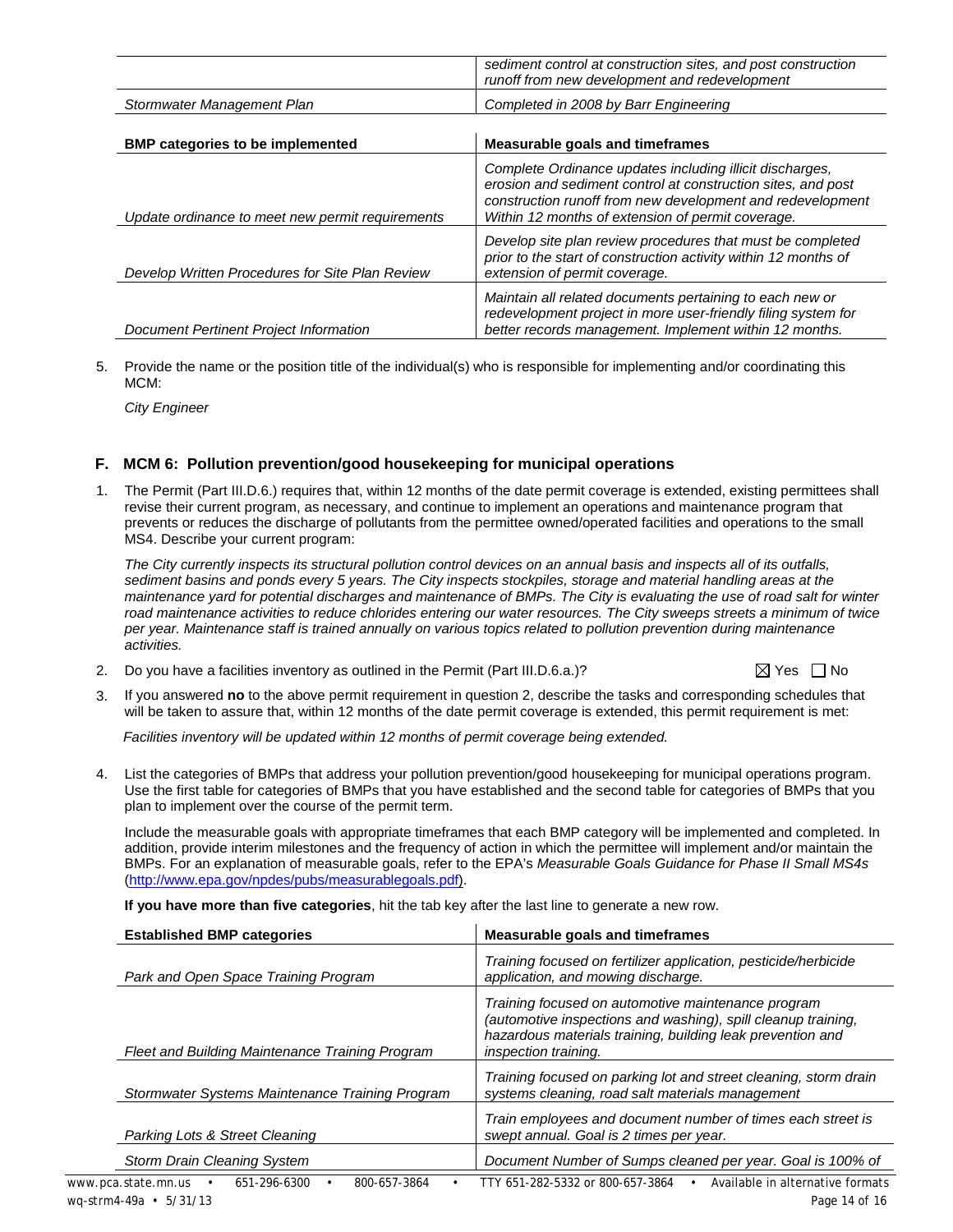| | |
|---|---|
| | *sediment control at construction sites, and post construction runoff from new development and redevelopment* |
| *Stormwater Management Plan* | *Completed in 2008 by Barr Engineering* |

| BMP categories to be implemented | Measurable goals and timeframes |
|---|---|
| *Update ordinance to meet new permit requirements* | *Complete Ordinance updates including illicit discharges, erosion and sediment control at construction sites, and post construction runoff from new development and redevelopment Within 12 months of extension of permit coverage.* |
| *Develop Written Procedures for Site Plan Review* | *Develop site plan review procedures that must be completed prior to the start of construction activity within 12 months of extension of permit coverage.* |
| *Document Pertinent Project Information* | *Maintain all related documents pertaining to each new or redevelopment project in more user-friendly filing system for better records management. Implement within 12 months.* |

5. Provide the name or the position title of the individual(s) who is responsible for implementing and/or coordinating this MCM:

   *City Engineer*

## F. MCM 6: Pollution prevention/good housekeeping for municipal operations

1. The Permit (Part III.D.6.) requires that, within 12 months of the date permit coverage is extended, existing permittees shall revise their current program, as necessary, and continue to implement an operations and maintenance program that prevents or reduces the discharge of pollutants from the permittee owned/operated facilities and operations to the small MS4. Describe your current program:

   *The City currently inspects its structural pollution control devices on an annual basis and inspects all of its outfalls, sediment basins and ponds every 5 years. The City inspects stockpiles, storage and material handling areas at the maintenance yard for potential discharges and maintenance of BMPs. The City is evaluating the use of road salt for winter road maintenance activities to reduce chlorides entering our water resources. The City sweeps streets a minimum of twice per year. Maintenance staff is trained annually on various topics related to pollution prevention during maintenance activities.*

2. Do you have a facilities inventory as outlined in the Permit (Part III.D.6.a.)? ☒ Yes ☐ No

3. If you answered **no** to the above permit requirement in question 2, describe the tasks and corresponding schedules that will be taken to assure that, within 12 months of the date permit coverage is extended, this permit requirement is met:

   *Facilities inventory will be updated within 12 months of permit coverage being extended.*

4. List the categories of BMPs that address your pollution prevention/good housekeeping for municipal operations program. Use the first table for categories of BMPs that you have established and the second table for categories of BMPs that you plan to implement over the course of the permit term.

   Include the measurable goals with appropriate timeframes that each BMP category will be implemented and completed. In addition, provide interim milestones and the frequency of action in which the permittee will implement and/or maintain the BMPs. For an explanation of measurable goals, refer to the EPA's *Measurable Goals Guidance for Phase II Small MS4s* (http://www.epa.gov/npdes/pubs/measurablegoals.pdf).

   **If you have more than five categories**, hit the tab key after the last line to generate a new row.

| Established BMP categories | Measurable goals and timeframes |
|---|---|
| *Park and Open Space Training Program* | *Training focused on fertilizer application, pesticide/herbicide application, and mowing discharge.* |
| *Fleet and Building Maintenance Training Program* | *Training focused on automotive maintenance program (automotive inspections and washing), spill cleanup training, hazardous materials training, building leak prevention and inspection training.* |
| *Stormwater Systems Maintenance Training Program* | *Training focused on parking lot and street cleaning, storm drain systems cleaning, road salt materials management* |
| *Parking Lots & Street Cleaning* | *Train employees and document number of times each street is swept annual. Goal is 2 times per year.* |
| *Storm Drain Cleaning System* | *Document Number of Sumps cleaned per year. Goal is 100% of* |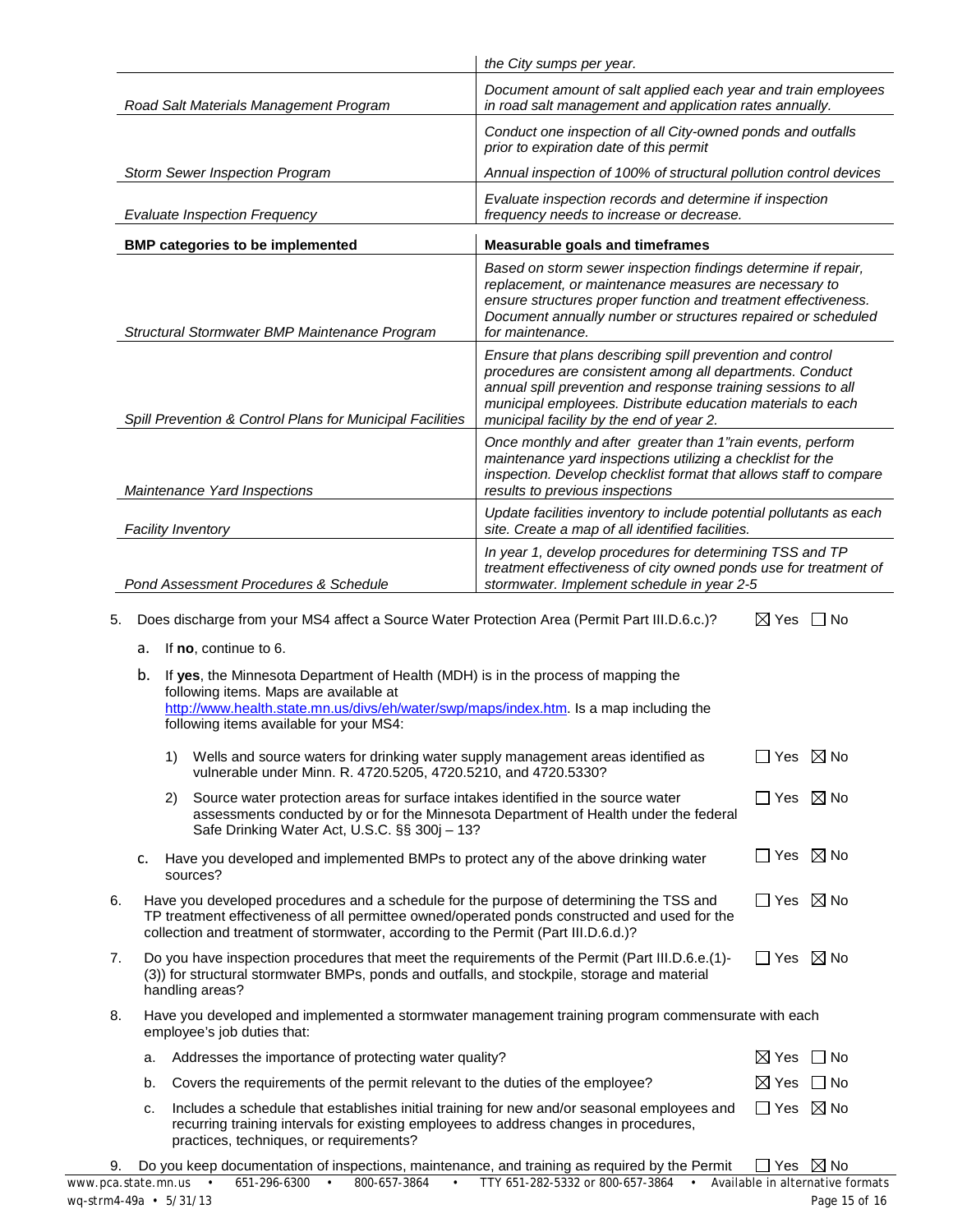| | |
|---|---|
| | *the City sumps per year.* |
| *Road Salt Materials Management Program* | *Document amount of salt applied each year and train employees in road salt management and application rates annually.* |
| | *Conduct one inspection of all City-owned ponds and outfalls prior to expiration date of this permit* |
| *Storm Sewer Inspection Program* | *Annual inspection of 100% of structural pollution control devices* |
| *Evaluate Inspection Frequency* | *Evaluate inspection records and determine if inspection frequency needs to increase or decrease.* |

| **BMP categories to be implemented** | **Measurable goals and timeframes** |
|---|---|
| *Structural Stormwater BMP Maintenance Program* | *Based on storm sewer inspection findings determine if repair, replacement, or maintenance measures are necessary to ensure structures proper function and treatment effectiveness. Document annually number or structures repaired or scheduled for maintenance.* |
| *Spill Prevention & Control Plans for Municipal Facilities* | *Ensure that plans describing spill prevention and control procedures are consistent among all departments. Conduct annual spill prevention and response training sessions to all municipal employees. Distribute education materials to each municipal facility by the end of year 2.* |
| *Maintenance Yard Inspections* | *Once monthly and after greater than 1"rain events, perform maintenance yard inspections utilizing a checklist for the inspection. Develop checklist format that allows staff to compare results to previous inspections* |
| *Facility Inventory* | *Update facilities inventory to include potential pollutants as each site. Create a map of all identified facilities.* |
| *Pond Assessment Procedures & Schedule* | *In year 1, develop procedures for determining TSS and TP treatment effectiveness of city owned ponds use for treatment of stormwater. Implement schedule in year 2-5* |

5. Does discharge from your MS4 affect a Source Water Protection Area (Permit Part III.D.6.c.)? ☒ Yes ☐ No

   a. If **no**, continue to 6.

   b. If **yes**, the Minnesota Department of Health (MDH) is in the process of mapping the following items. Maps are available at http://www.health.state.mn.us/divs/eh/water/swp/maps/index.htm. Is a map including the following items available for your MS4:

      1) Wells and source waters for drinking water supply management areas identified as vulnerable under Minn. R. 4720.5205, 4720.5210, and 4720.5330? ☐ Yes ☒ No

      2) Source water protection areas for surface intakes identified in the source water assessments conducted by or for the Minnesota Department of Health under the federal Safe Drinking Water Act, U.S.C. §§ 300j – 13? ☐ Yes ☒ No

   c. Have you developed and implemented BMPs to protect any of the above drinking water sources? ☐ Yes ☒ No

6. Have you developed procedures and a schedule for the purpose of determining the TSS and TP treatment effectiveness of all permittee owned/operated ponds constructed and used for the collection and treatment of stormwater, according to the Permit (Part III.D.6.d.)? ☐ Yes ☒ No

7. Do you have inspection procedures that meet the requirements of the Permit (Part III.D.6.e.(1)-(3)) for structural stormwater BMPs, ponds and outfalls, and stockpile, storage and material handling areas? ☐ Yes ☒ No

8. Have you developed and implemented a stormwater management training program commensurate with each employee's job duties that:

   a. Addresses the importance of protecting water quality? ☒ Yes ☐ No

   b. Covers the requirements of the permit relevant to the duties of the employee? ☒ Yes ☐ No

   c. Includes a schedule that establishes initial training for new and/or seasonal employees and recurring training intervals for existing employees to address changes in procedures, practices, techniques, or requirements? ☐ Yes ☒ No

9. Do you keep documentation of inspections, maintenance, and training as required by the Permit ☐ Yes ☒ No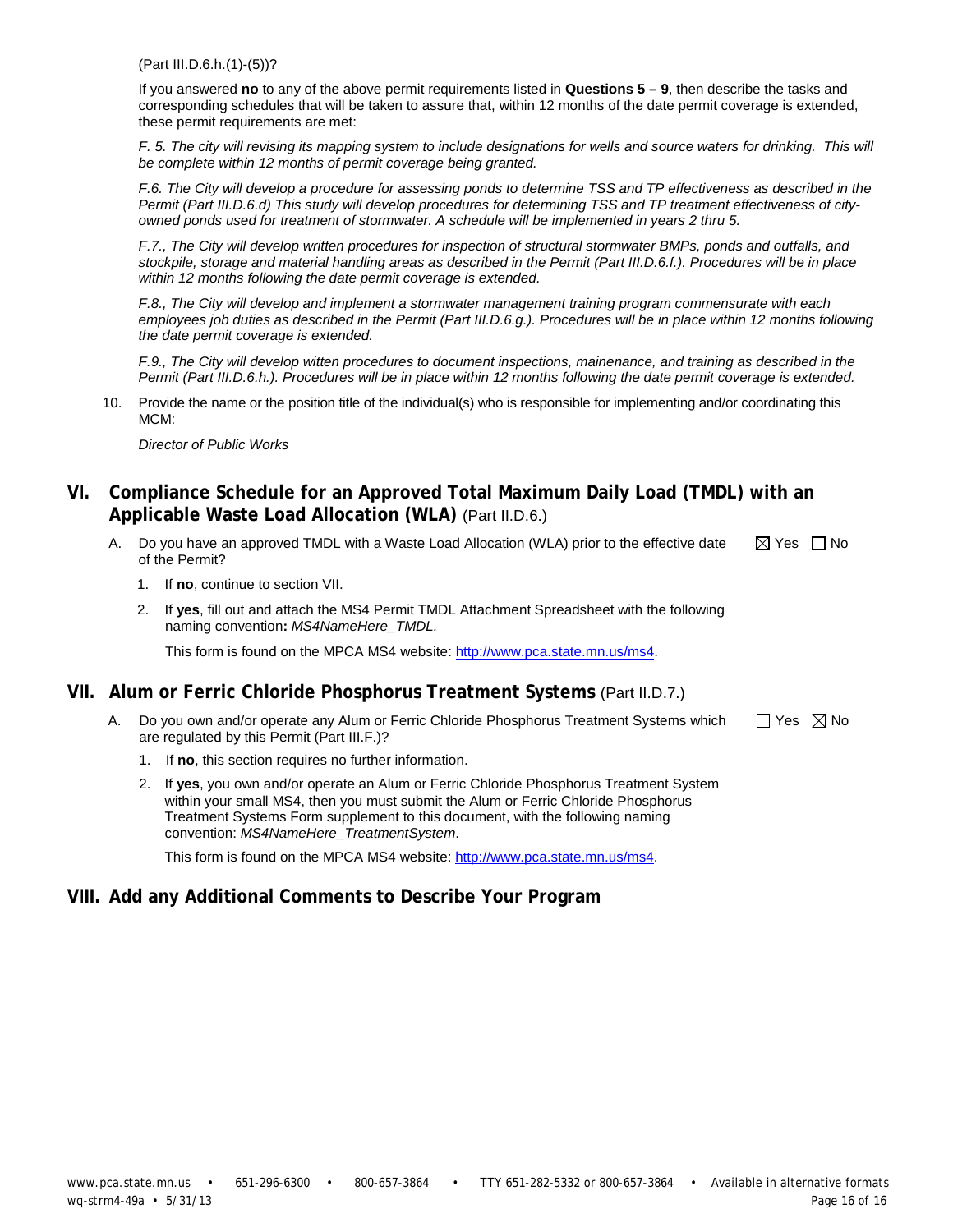(Part III.D.6.h.(1)-(5))?

If you answered **no** to any of the above permit requirements listed in **Questions 5 – 9**, then describe the tasks and corresponding schedules that will be taken to assure that, within 12 months of the date permit coverage is extended, these permit requirements are met:

*F. 5. The city will revising its mapping system to include designations for wells and source waters for drinking. This will be complete within 12 months of permit coverage being granted.*

*F.6. The City will develop a procedure for assessing ponds to determine TSS and TP effectiveness as described in the Permit (Part III.D.6.d) This study will develop procedures for determining TSS and TP treatment effectiveness of city-owned ponds used for treatment of stormwater. A schedule will be implemented in years 2 thru 5.*

*F.7., The City will develop written procedures for inspection of structural stormwater BMPs, ponds and outfalls, and stockpile, storage and material handling areas as described in the Permit (Part III.D.6.f.). Procedures will be in place within 12 months following the date permit coverage is extended.*

*F.8., The City will develop and implement a stormwater management training program commensurate with each employees job duties as described in the Permit (Part III.D.6.g.). Procedures will be in place within 12 months following the date permit coverage is extended.*

*F.9., The City will develop witten procedures to document inspections, mainenance, and training as described in the Permit (Part III.D.6.h.). Procedures will be in place within 12 months following the date permit coverage is extended.*

10. Provide the name or the position title of the individual(s) who is responsible for implementing and/or coordinating this MCM:

    *Director of Public Works*

## VI. Compliance Schedule for an Approved Total Maximum Daily Load (TMDL) with an Applicable Waste Load Allocation (WLA) (Part II.D.6.)

A. Do you have an approved TMDL with a Waste Load Allocation (WLA) prior to the effective date of the Permit? ☒ Yes ☐ No

   1. If **no**, continue to section VII.
   2. If **yes**, fill out and attach the MS4 Permit TMDL Attachment Spreadsheet with the following naming convention**:** *MS4NameHere_TMDL.*

      This form is found on the MPCA MS4 website: http://www.pca.state.mn.us/ms4.

## VII. Alum or Ferric Chloride Phosphorus Treatment Systems (Part II.D.7.)

A. Do you own and/or operate any Alum or Ferric Chloride Phosphorus Treatment Systems which are regulated by this Permit (Part III.F.)? ☐ Yes ☒ No

   1. If **no**, this section requires no further information.
   2. If **yes**, you own and/or operate an Alum or Ferric Chloride Phosphorus Treatment System within your small MS4, then you must submit the Alum or Ferric Chloride Phosphorus Treatment Systems Form supplement to this document, with the following naming convention: *MS4NameHere_TreatmentSystem*.

      This form is found on the MPCA MS4 website: http://www.pca.state.mn.us/ms4.

## VIII. Add any Additional Comments to Describe Your Program